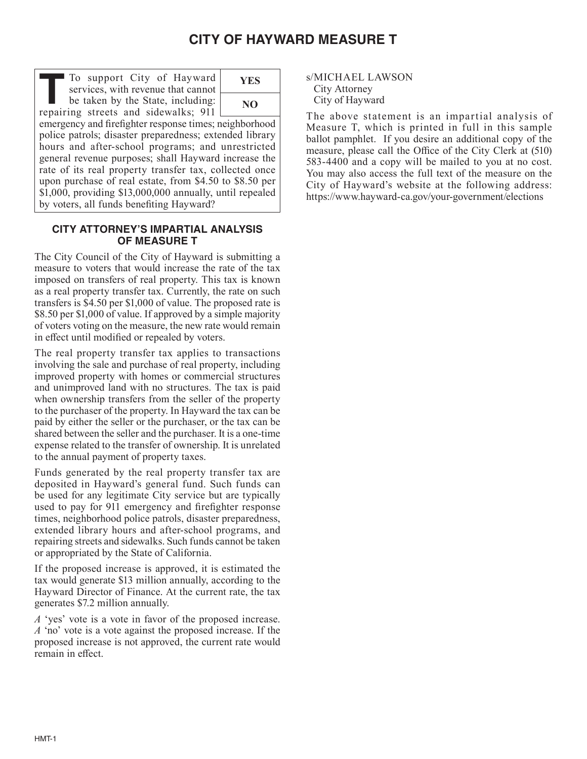# CITY OF HAYWARD MEASURE T

| T To support City of Hayward services, with revenue that cannot be taken by the State, including: repairing streets and sidewalks; 911 emergency and firefighter response times; neighborhood police patrols; disaster preparedness; extended library hours and after-school programs; and unrestricted general revenue purposes; shall Hayward increase the rate of its real property transfer tax, collected once upon purchase of real estate, from $4.50 to $8.50 per $1,000, providing $13,000,000 annually, until repealed by voters, all funds benefiting Hayward? | YES |
| --- | --- |
| | NO |

### CITY ATTORNEY'S IMPARTIAL ANALYSIS OF MEASURE T

The City Council of the City of Hayward is submitting a measure to voters that would increase the rate of the tax imposed on transfers of real property. This tax is known as a real property transfer tax. Currently, the rate on such transfers is $4.50 per $1,000 of value. The proposed rate is $8.50 per $1,000 of value. If approved by a simple majority of voters voting on the measure, the new rate would remain in effect until modified or repealed by voters.

The real property transfer tax applies to transactions involving the sale and purchase of real property, including improved property with homes or commercial structures and unimproved land with no structures. The tax is paid when ownership transfers from the seller of the property to the purchaser of the property. In Hayward the tax can be paid by either the seller or the purchaser, or the tax can be shared between the seller and the purchaser. It is a one-time expense related to the transfer of ownership. It is unrelated to the annual payment of property taxes.

Funds generated by the real property transfer tax are deposited in Hayward's general fund. Such funds can be used for any legitimate City service but are typically used to pay for 911 emergency and firefighter response times, neighborhood police patrols, disaster preparedness, extended library hours and after-school programs, and repairing streets and sidewalks. Such funds cannot be taken or appropriated by the State of California.

If the proposed increase is approved, it is estimated the tax would generate $13 million annually, according to the Hayward Director of Finance. At the current rate, the tax generates $7.2 million annually.

*A* 'yes' vote is a vote in favor of the proposed increase. *A* 'no' vote is a vote against the proposed increase. If the proposed increase is not approved, the current rate would remain in effect.

s/MICHAEL LAWSON
City Attorney
City of Hayward

The above statement is an impartial analysis of Measure T, which is printed in full in this sample ballot pamphlet. If you desire an additional copy of the measure, please call the Office of the City Clerk at (510) 583-4400 and a copy will be mailed to you at no cost. You may also access the full text of the measure on the City of Hayward's website at the following address: https://www.hayward-ca.gov/your-government/elections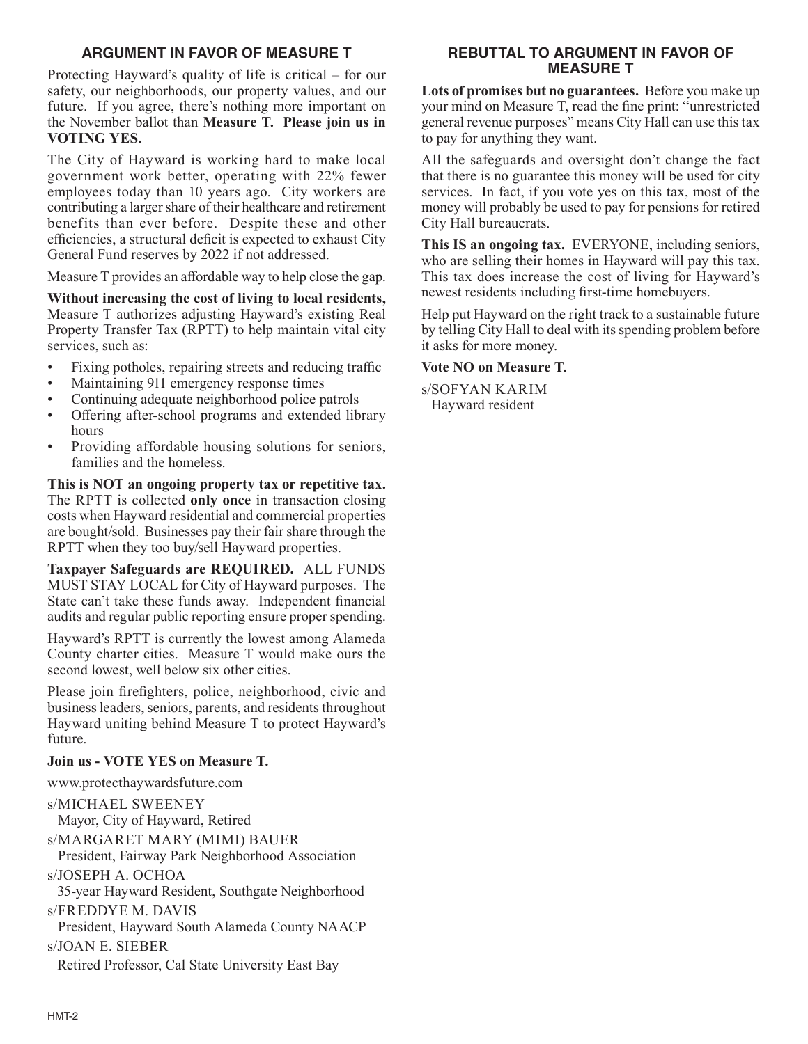## ARGUMENT IN FAVOR OF MEASURE T

Protecting Hayward's quality of life is critical – for our safety, our neighborhoods, our property values, and our future. If you agree, there's nothing more important on the November ballot than **Measure T. Please join us in VOTING YES.**

The City of Hayward is working hard to make local government work better, operating with 22% fewer employees today than 10 years ago. City workers are contributing a larger share of their healthcare and retirement benefits than ever before. Despite these and other efficiencies, a structural deficit is expected to exhaust City General Fund reserves by 2022 if not addressed.

Measure T provides an affordable way to help close the gap.

**Without increasing the cost of living to local residents,** Measure T authorizes adjusting Hayward's existing Real Property Transfer Tax (RPTT) to help maintain vital city services, such as:

- Fixing potholes, repairing streets and reducing traffic
- Maintaining 911 emergency response times
- Continuing adequate neighborhood police patrols
- Offering after-school programs and extended library hours
- Providing affordable housing solutions for seniors, families and the homeless.

**This is NOT an ongoing property tax or repetitive tax.** The RPTT is collected **only once** in transaction closing costs when Hayward residential and commercial properties are bought/sold. Businesses pay their fair share through the RPTT when they too buy/sell Hayward properties.

**Taxpayer Safeguards are REQUIRED.** ALL FUNDS MUST STAY LOCAL for City of Hayward purposes. The State can't take these funds away. Independent financial audits and regular public reporting ensure proper spending.

Hayward's RPTT is currently the lowest among Alameda County charter cities. Measure T would make ours the second lowest, well below six other cities.

Please join firefighters, police, neighborhood, civic and business leaders, seniors, parents, and residents throughout Hayward uniting behind Measure T to protect Hayward's future.

**Join us - VOTE YES on Measure T.**

www.protecthaywardsfuture.com

s/MICHAEL SWEENEY
Mayor, City of Hayward, Retired

s/MARGARET MARY (MIMI) BAUER
President, Fairway Park Neighborhood Association

s/JOSEPH A. OCHOA
35-year Hayward Resident, Southgate Neighborhood

s/FREDDYE M. DAVIS
President, Hayward South Alameda County NAACP

s/JOAN E. SIEBER
Retired Professor, Cal State University East Bay

## REBUTTAL TO ARGUMENT IN FAVOR OF MEASURE T

**Lots of promises but no guarantees.** Before you make up your mind on Measure T, read the fine print: "unrestricted general revenue purposes" means City Hall can use this tax to pay for anything they want.

All the safeguards and oversight don't change the fact that there is no guarantee this money will be used for city services. In fact, if you vote yes on this tax, most of the money will probably be used to pay for pensions for retired City Hall bureaucrats.

**This IS an ongoing tax.** EVERYONE, including seniors, who are selling their homes in Hayward will pay this tax. This tax does increase the cost of living for Hayward's newest residents including first-time homebuyers.

Help put Hayward on the right track to a sustainable future by telling City Hall to deal with its spending problem before it asks for more money.

**Vote NO on Measure T.**

s/SOFYAN KARIM
Hayward resident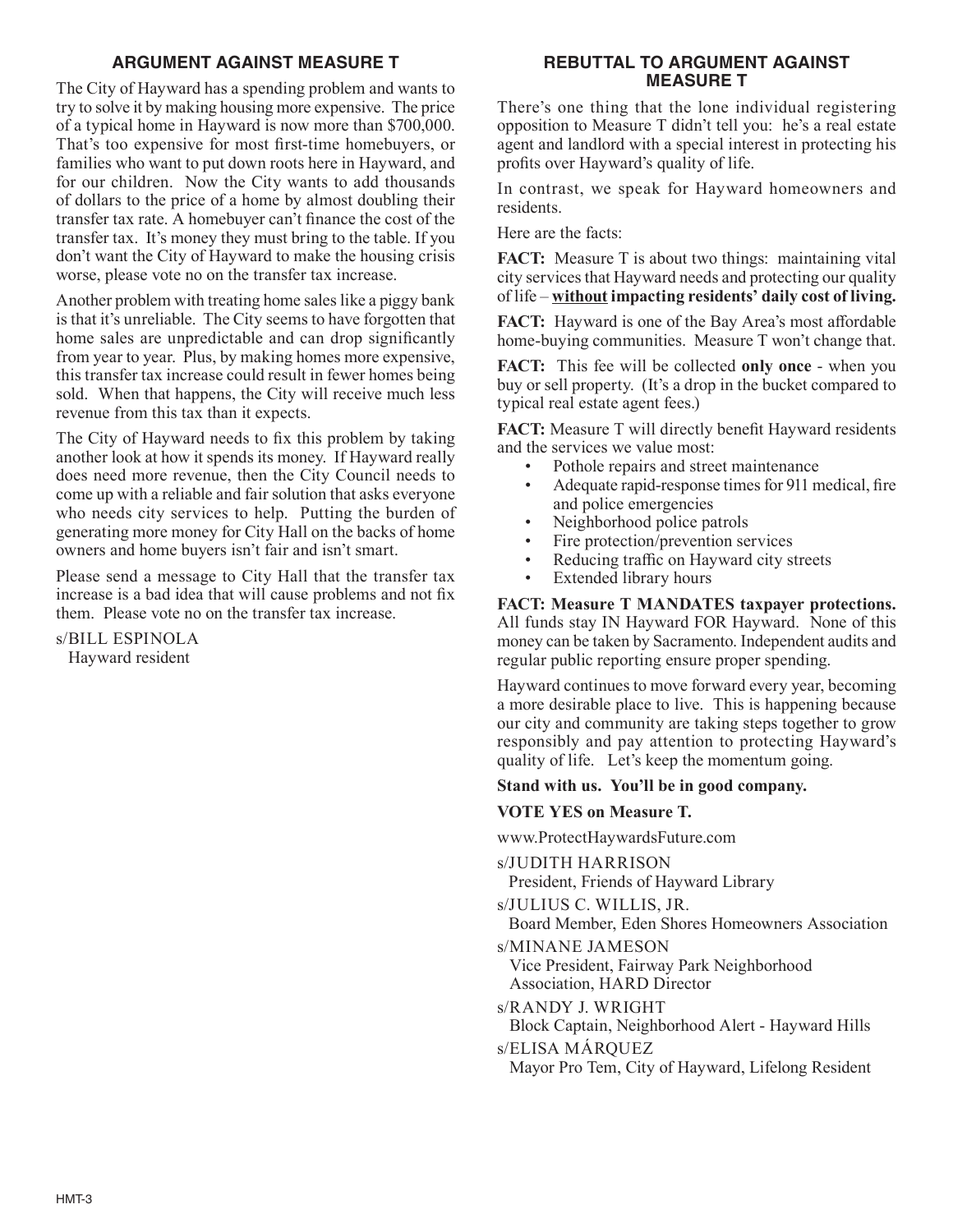## ARGUMENT AGAINST MEASURE T

The City of Hayward has a spending problem and wants to try to solve it by making housing more expensive. The price of a typical home in Hayward is now more than $700,000. That's too expensive for most first-time homebuyers, or families who want to put down roots here in Hayward, and for our children. Now the City wants to add thousands of dollars to the price of a home by almost doubling their transfer tax rate. A homebuyer can't finance the cost of the transfer tax. It's money they must bring to the table. If you don't want the City of Hayward to make the housing crisis worse, please vote no on the transfer tax increase.

Another problem with treating home sales like a piggy bank is that it's unreliable. The City seems to have forgotten that home sales are unpredictable and can drop significantly from year to year. Plus, by making homes more expensive, this transfer tax increase could result in fewer homes being sold. When that happens, the City will receive much less revenue from this tax than it expects.

The City of Hayward needs to fix this problem by taking another look at how it spends its money. If Hayward really does need more revenue, then the City Council needs to come up with a reliable and fair solution that asks everyone who needs city services to help. Putting the burden of generating more money for City Hall on the backs of home owners and home buyers isn't fair and isn't smart.

Please send a message to City Hall that the transfer tax increase is a bad idea that will cause problems and not fix them. Please vote no on the transfer tax increase.

s/BILL ESPINOLA
Hayward resident

## REBUTTAL TO ARGUMENT AGAINST MEASURE T

There's one thing that the lone individual registering opposition to Measure T didn't tell you: he's a real estate agent and landlord with a special interest in protecting his profits over Hayward's quality of life.

In contrast, we speak for Hayward homeowners and residents.

Here are the facts:

**FACT:** Measure T is about two things: maintaining vital city services that Hayward needs and protecting our quality of life – **<u>without</u> impacting residents' daily cost of living.**

**FACT:** Hayward is one of the Bay Area's most affordable home-buying communities. Measure T won't change that.

**FACT:** This fee will be collected **only once** - when you buy or sell property. (It's a drop in the bucket compared to typical real estate agent fees.)

**FACT:** Measure T will directly benefit Hayward residents and the services we value most:

- Pothole repairs and street maintenance
- Adequate rapid-response times for 911 medical, fire and police emergencies
- Neighborhood police patrols
- Fire protection/prevention services
- Reducing traffic on Hayward city streets
- Extended library hours

**FACT: Measure T MANDATES taxpayer protections.** All funds stay IN Hayward FOR Hayward. None of this money can be taken by Sacramento. Independent audits and regular public reporting ensure proper spending.

Hayward continues to move forward every year, becoming a more desirable place to live. This is happening because our city and community are taking steps together to grow responsibly and pay attention to protecting Hayward's quality of life. Let's keep the momentum going.

**Stand with us. You'll be in good company.**

**VOTE YES on Measure T.**

www.ProtectHaywardsFuture.com

s/JUDITH HARRISON
President, Friends of Hayward Library

s/JULIUS C. WILLIS, JR.
Board Member, Eden Shores Homeowners Association

s/MINANE JAMESON
Vice President, Fairway Park Neighborhood Association, HARD Director

s/RANDY J. WRIGHT
Block Captain, Neighborhood Alert - Hayward Hills

s/ELISA MÁRQUEZ
Mayor Pro Tem, City of Hayward, Lifelong Resident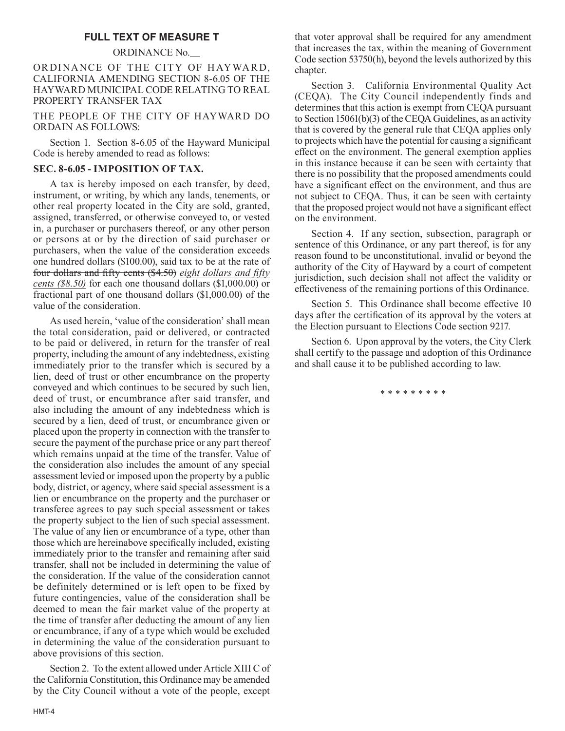## FULL TEXT OF MEASURE T

ORDINANCE No.\_\_

ORDINANCE OF THE CITY OF HAYWARD, CALIFORNIA AMENDING SECTION 8-6.05 OF THE HAYWARD MUNICIPAL CODE RELATING TO REAL PROPERTY TRANSFER TAX

THE PEOPLE OF THE CITY OF HAYWARD DO ORDAIN AS FOLLOWS:

Section 1. Section 8-6.05 of the Hayward Municipal Code is hereby amended to read as follows:

### SEC. 8-6.05 - IMPOSITION OF TAX.

A tax is hereby imposed on each transfer, by deed, instrument, or writing, by which any lands, tenements, or other real property located in the City are sold, granted, assigned, transferred, or otherwise conveyed to, or vested in, a purchaser or purchasers thereof, or any other person or persons at or by the direction of said purchaser or purchasers, when the value of the consideration exceeds one hundred dollars ($100.00), said tax to be at the rate of ~~four dollars and fifty cents ($4.50)~~ <u>*eight dollars and fifty cents ($8.50)*</u> for each one thousand dollars ($1,000.00) or fractional part of one thousand dollars ($1,000.00) of the value of the consideration.

As used herein, 'value of the consideration' shall mean the total consideration, paid or delivered, or contracted to be paid or delivered, in return for the transfer of real property, including the amount of any indebtedness, existing immediately prior to the transfer which is secured by a lien, deed of trust or other encumbrance on the property conveyed and which continues to be secured by such lien, deed of trust, or encumbrance after said transfer, and also including the amount of any indebtedness which is secured by a lien, deed of trust, or encumbrance given or placed upon the property in connection with the transfer to secure the payment of the purchase price or any part thereof which remains unpaid at the time of the transfer. Value of the consideration also includes the amount of any special assessment levied or imposed upon the property by a public body, district, or agency, where said special assessment is a lien or encumbrance on the property and the purchaser or transferee agrees to pay such special assessment or takes the property subject to the lien of such special assessment. The value of any lien or encumbrance of a type, other than those which are hereinabove specifically included, existing immediately prior to the transfer and remaining after said transfer, shall not be included in determining the value of the consideration. If the value of the consideration cannot be definitely determined or is left open to be fixed by future contingencies, value of the consideration shall be deemed to mean the fair market value of the property at the time of transfer after deducting the amount of any lien or encumbrance, if any of a type which would be excluded in determining the value of the consideration pursuant to above provisions of this section.

Section 2. To the extent allowed under Article XIII C of the California Constitution, this Ordinance may be amended by the City Council without a vote of the people, except that voter approval shall be required for any amendment that increases the tax, within the meaning of Government Code section 53750(h), beyond the levels authorized by this chapter.

Section 3. California Environmental Quality Act (CEQA). The City Council independently finds and determines that this action is exempt from CEQA pursuant to Section 15061(b)(3) of the CEQA Guidelines, as an activity that is covered by the general rule that CEQA applies only to projects which have the potential for causing a significant effect on the environment. The general exemption applies in this instance because it can be seen with certainty that there is no possibility that the proposed amendments could have a significant effect on the environment, and thus are not subject to CEQA. Thus, it can be seen with certainty that the proposed project would not have a significant effect on the environment.

Section 4. If any section, subsection, paragraph or sentence of this Ordinance, or any part thereof, is for any reason found to be unconstitutional, invalid or beyond the authority of the City of Hayward by a court of competent jurisdiction, such decision shall not affect the validity or effectiveness of the remaining portions of this Ordinance.

Section 5. This Ordinance shall become effective 10 days after the certification of its approval by the voters at the Election pursuant to Elections Code section 9217.

Section 6. Upon approval by the voters, the City Clerk shall certify to the passage and adoption of this Ordinance and shall cause it to be published according to law.

* * * * * * * * *